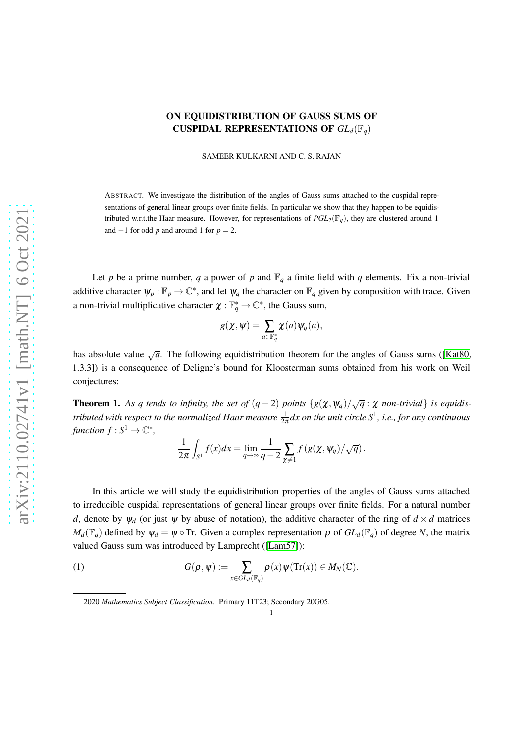# ON EQUIDISTRIBUTION OF GAUSS SUMS OF CUSPIDAL REPRESENTATIONS OF $GL_d(\mathbb{F}_q)$

SAMEER KULKARNI AND C. S. RAJAN

ABSTRACT. We investigate the distribution of the angles of Gauss sums attached to the cuspidal representations of general linear groups over finite fields. In particular we show that they happen to be equidistributed w.r.t.the Haar measure. However, for representations of $PGL_2(\mathbb{F}_q)$, they are clustered around 1 and $-1$ for odd $p$ and around 1 for $p = 2$.

Let $p$ be a prime number, $q$ a power of $p$ and $\mathbb{F}_q$ a finite field with $q$ elements. Fix a non-trivial additive character $\psi_p : \mathbb{F}_p \to \mathbb{C}^*$, and let $\psi_q$ the character on $\mathbb{F}_q$ given by composition with trace. Given a non-trivial multiplicative character $\chi : \mathbb{F}_q^* \to \mathbb{C}^*$, the Gauss sum,

$$g(\chi, \psi) = \sum_{a \in \mathbb{F}_q^*} \chi(a)\psi_q(a),$$

has absolute value $\sqrt{q}$. The following equidistribution theorem for the angles of Gauss sums ([Kat80, 1.3.3]) is a consequence of Deligne's bound for Kloosterman sums obtained from his work on Weil conjectures:

**Theorem 1.** *As $q$ tends to infinity, the set of $(q-2)$ points $\{g(\chi, \psi_q)/\sqrt{q} : \chi$ non-trivial$\}$ is equidistributed with respect to the normalized Haar measure $\frac{1}{2\pi}dx$ on the unit circle $S^1$, i.e., for any continuous function $f : S^1 \to \mathbb{C}^*$,*

$$\frac{1}{2\pi}\int_{S^1} f(x)dx = \lim_{q\to\infty} \frac{1}{q-2}\sum_{\chi \neq 1} f\left(g(\chi, \psi_q)/\sqrt{q}\right).$$

In this article we will study the equidistribution properties of the angles of Gauss sums attached to irreducible cuspidal representations of general linear groups over finite fields. For a natural number $d$, denote by $\psi_d$ (or just $\psi$ by abuse of notation), the additive character of the ring of $d \times d$ matrices $M_d(\mathbb{F}_q)$ defined by $\psi_d = \psi \circ \mathrm{Tr}$. Given a complex representation $\rho$ of $GL_d(\mathbb{F}_q)$ of degree $N$, the matrix valued Gauss sum was introduced by Lamprecht ([Lam57]):

$$G(\rho, \psi) := \sum_{x \in GL_d(\mathbb{F}_q)} \rho(x)\psi(\mathrm{Tr}(x)) \in M_N(\mathbb{C}). \tag{1}$$

2020 *Mathematics Subject Classification.* Primary 11T23; Secondary 20G05.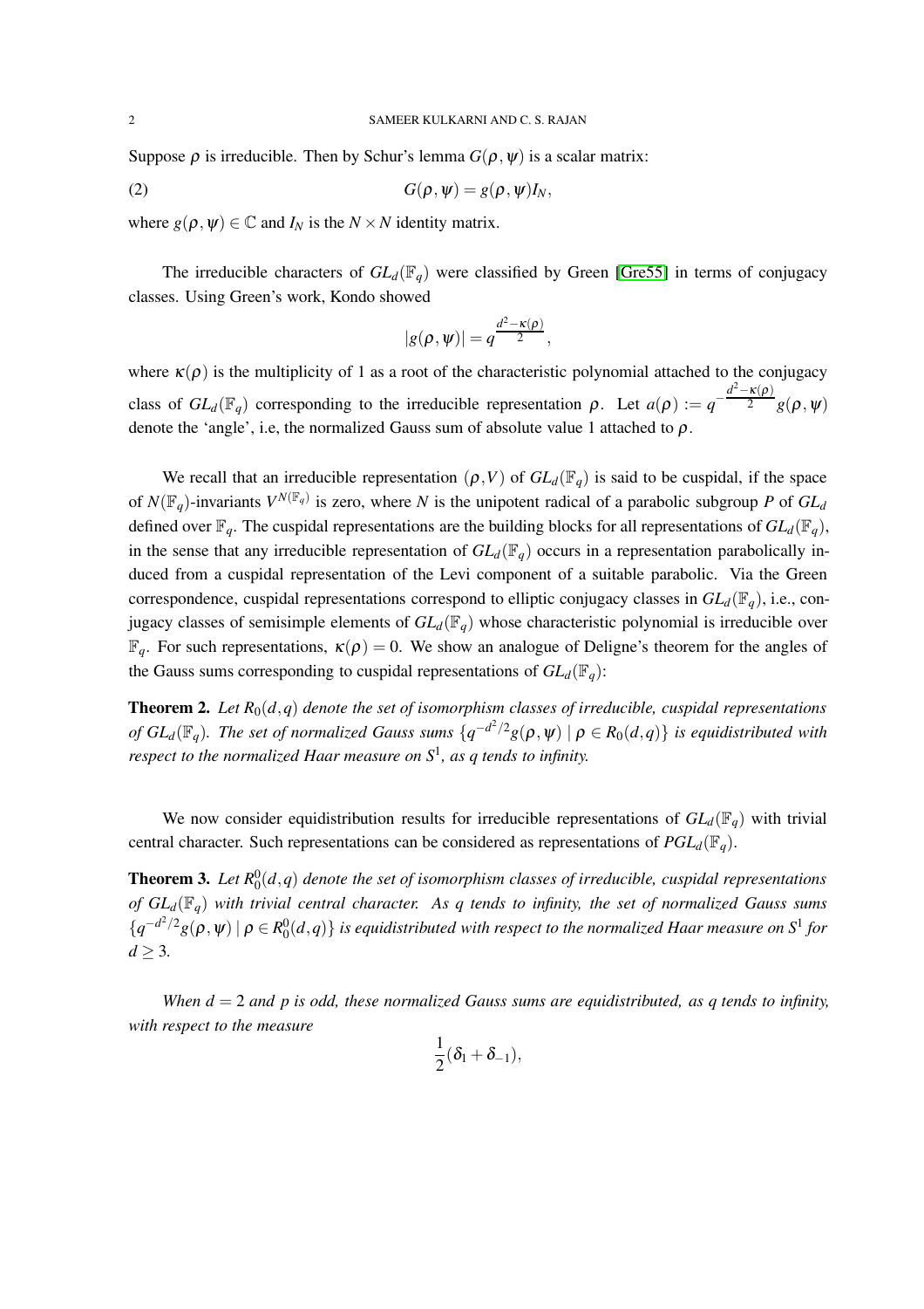Suppose $\rho$ is irreducible. Then by Schur's lemma $G(\rho,\psi)$ is a scalar matrix:

$$G(\rho,\psi) = g(\rho,\psi)I_N, \tag{2}$$

where $g(\rho,\psi) \in \mathbb{C}$ and $I_N$ is the $N \times N$ identity matrix.

The irreducible characters of $GL_d(\mathbb{F}_q)$ were classified by Green [Gre55] in terms of conjugacy classes. Using Green's work, Kondo showed

$$|g(\rho,\psi)| = q^{\frac{d^2-\kappa(\rho)}{2}},$$

where $\kappa(\rho)$ is the multiplicity of 1 as a root of the characteristic polynomial attached to the conjugacy class of $GL_d(\mathbb{F}_q)$ corresponding to the irreducible representation $\rho$. Let $a(\rho) := q^{-\frac{d^2-\kappa(\rho)}{2}} g(\rho,\psi)$ denote the 'angle', i.e, the normalized Gauss sum of absolute value 1 attached to $\rho$.

We recall that an irreducible representation $(\rho,V)$ of $GL_d(\mathbb{F}_q)$ is said to be cuspidal, if the space of $N(\mathbb{F}_q)$-invariants $V^{N(\mathbb{F}_q)}$ is zero, where $N$ is the unipotent radical of a parabolic subgroup $P$ of $GL_d$ defined over $\mathbb{F}_q$. The cuspidal representations are the building blocks for all representations of $GL_d(\mathbb{F}_q)$, in the sense that any irreducible representation of $GL_d(\mathbb{F}_q)$ occurs in a representation parabolically induced from a cuspidal representation of the Levi component of a suitable parabolic. Via the Green correspondence, cuspidal representations correspond to elliptic conjugacy classes in $GL_d(\mathbb{F}_q)$, i.e., conjugacy classes of semisimple elements of $GL_d(\mathbb{F}_q)$ whose characteristic polynomial is irreducible over $\mathbb{F}_q$. For such representations, $\kappa(\rho) = 0$. We show an analogue of Deligne's theorem for the angles of the Gauss sums corresponding to cuspidal representations of $GL_d(\mathbb{F}_q)$:

**Theorem 2.** *Let $R_0(d,q)$ denote the set of isomorphism classes of irreducible, cuspidal representations of $GL_d(\mathbb{F}_q)$. The set of normalized Gauss sums $\{q^{-d^2/2}g(\rho,\psi) \mid \rho \in R_0(d,q)\}$ is equidistributed with respect to the normalized Haar measure on $S^1$, as $q$ tends to infinity.*

We now consider equidistribution results for irreducible representations of $GL_d(\mathbb{F}_q)$ with trivial central character. Such representations can be considered as representations of $PGL_d(\mathbb{F}_q)$.

**Theorem 3.** *Let $R_0^0(d,q)$ denote the set of isomorphism classes of irreducible, cuspidal representations of $GL_d(\mathbb{F}_q)$ with trivial central character. As $q$ tends to infinity, the set of normalized Gauss sums $\{q^{-d^2/2}g(\rho,\psi) \mid \rho \in R_0^0(d,q)\}$ is equidistributed with respect to the normalized Haar measure on $S^1$ for $d \geq 3$.*

*When $d = 2$ and $p$ is odd, these normalized Gauss sums are equidistributed, as $q$ tends to infinity, with respect to the measure*

$$\frac{1}{2}(\delta_1 + \delta_{-1}),$$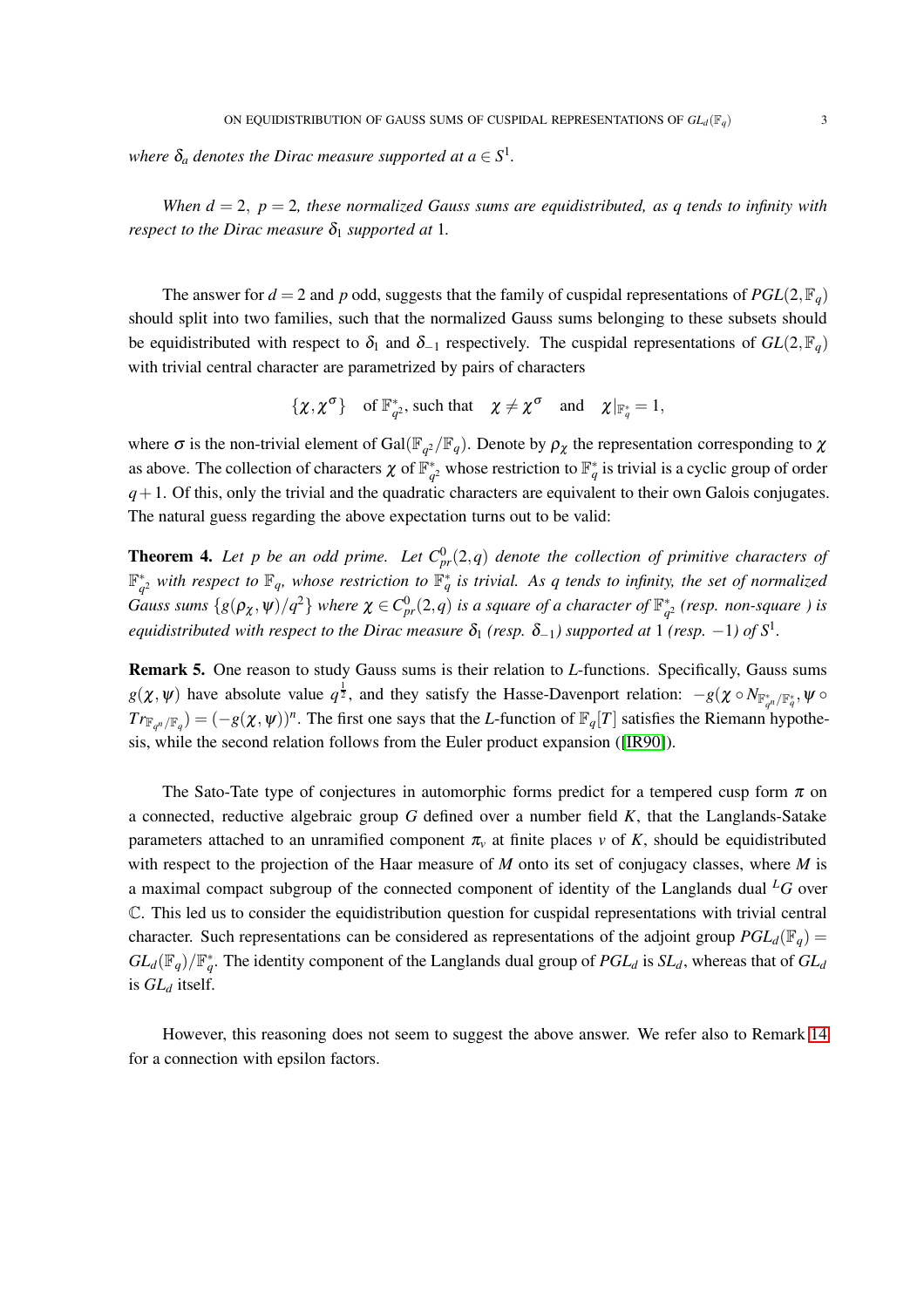*where $\delta_a$ denotes the Dirac measure supported at $a \in S^1$.*

*When $d = 2,\ p = 2$, these normalized Gauss sums are equidistributed, as $q$ tends to infinity with respect to the Dirac measure $\delta_1$ supported at 1.*

The answer for $d = 2$ and $p$ odd, suggests that the family of cuspidal representations of $PGL(2, \mathbb{F}_q)$ should split into two families, such that the normalized Gauss sums belonging to these subsets should be equidistributed with respect to $\delta_1$ and $\delta_{-1}$ respectively. The cuspidal representations of $GL(2, \mathbb{F}_q)$ with trivial central character are parametrized by pairs of characters

$$\{\chi, \chi^\sigma\} \quad \text{of } \mathbb{F}_{q^2}^*, \text{ such that} \quad \chi \neq \chi^\sigma \quad \text{and} \quad \chi|_{\mathbb{F}_q^*} = 1,$$

where $\sigma$ is the non-trivial element of $\mathrm{Gal}(\mathbb{F}_{q^2}/\mathbb{F}_q)$. Denote by $\rho_\chi$ the representation corresponding to $\chi$ as above. The collection of characters $\chi$ of $\mathbb{F}_{q^2}^*$ whose restriction to $\mathbb{F}_q^*$ is trivial is a cyclic group of order $q+1$. Of this, only the trivial and the quadratic characters are equivalent to their own Galois conjugates. The natural guess regarding the above expectation turns out to be valid:

**Theorem 4.** *Let $p$ be an odd prime. Let $C^0_{pr}(2, q)$ denote the collection of primitive characters of $\mathbb{F}_{q^2}^*$ with respect to $\mathbb{F}_q$, whose restriction to $\mathbb{F}_q^*$ is trivial. As $q$ tends to infinity, the set of normalized Gauss sums $\{g(\rho_\chi, \psi)/q^2\}$ where $\chi \in C^0_{pr}(2, q)$ is a square of a character of $\mathbb{F}_{q^2}^*$ (resp. non-square ) is equidistributed with respect to the Dirac measure $\delta_1$ (resp. $\delta_{-1}$) supported at 1 (resp. $-1$) of $S^1$.*

**Remark 5.** One reason to study Gauss sums is their relation to $L$-functions. Specifically, Gauss sums $g(\chi, \psi)$ have absolute value $q^{\frac{1}{2}}$, and they satisfy the Hasse-Davenport relation: $-g(\chi \circ N_{\mathbb{F}_{q^n}^*/\mathbb{F}_q^*}, \psi \circ Tr_{\mathbb{F}_{q^n}/\mathbb{F}_q}) = (-g(\chi, \psi))^n$. The first one says that the $L$-function of $\mathbb{F}_q[T]$ satisfies the Riemann hypothesis, while the second relation follows from the Euler product expansion ([IR90]).

The Sato-Tate type of conjectures in automorphic forms predict for a tempered cusp form $\pi$ on a connected, reductive algebraic group $G$ defined over a number field $K$, that the Langlands-Satake parameters attached to an unramified component $\pi_v$ at finite places $v$ of $K$, should be equidistributed with respect to the projection of the Haar measure of $M$ onto its set of conjugacy classes, where $M$ is a maximal compact subgroup of the connected component of identity of the Langlands dual ${}^LG$ over $\mathbb{C}$. This led us to consider the equidistribution question for cuspidal representations with trivial central character. Such representations can be considered as representations of the adjoint group $PGL_d(\mathbb{F}_q) = GL_d(\mathbb{F}_q)/\mathbb{F}_q^*$. The identity component of the Langlands dual group of $PGL_d$ is $SL_d$, whereas that of $GL_d$ is $GL_d$ itself.

However, this reasoning does not seem to suggest the above answer. We refer also to Remark 14 for a connection with epsilon factors.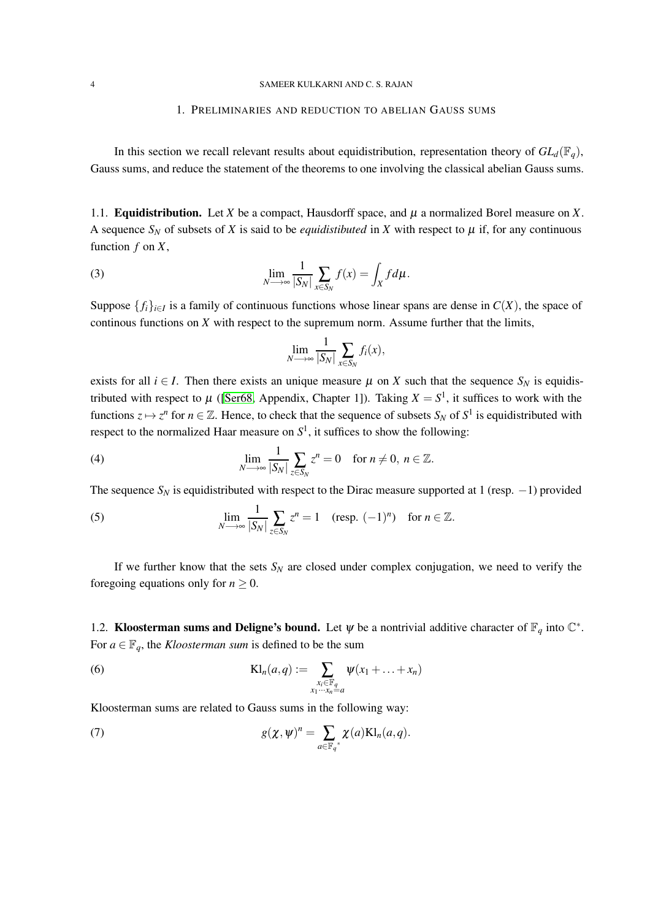## 1. Preliminaries and reduction to abelian Gauss sums

In this section we recall relevant results about equidistribution, representation theory of $GL_d(\mathbb{F}_q)$, Gauss sums, and reduce the statement of the theorems to one involving the classical abelian Gauss sums.

### 1.1. **Equidistribution.**

Let $X$ be a compact, Hausdorff space, and $\mu$ a normalized Borel measure on $X$. A sequence $S_N$ of subsets of $X$ is said to be *equidistibuted* in $X$ with respect to $\mu$ if, for any continuous function $f$ on $X$,

$$\lim_{N\longrightarrow\infty} \frac{1}{|S_N|}\sum_{x\in S_N} f(x) = \int_X f d\mu. \tag{3}$$

Suppose $\{f_i\}_{i\in I}$ is a family of continuous functions whose linear spans are dense in $C(X)$, the space of continous functions on $X$ with respect to the supremum norm. Assume further that the limits,

$$\lim_{N\longrightarrow\infty} \frac{1}{|S_N|}\sum_{x\in S_N} f_i(x),$$

exists for all $i\in I$. Then there exists an unique measure $\mu$ on $X$ such that the sequence $S_N$ is equidistributed with respect to $\mu$ ([Ser68, Appendix, Chapter 1]). Taking $X = S^1$, it suffices to work with the functions $z\mapsto z^n$ for $n\in\mathbb{Z}$. Hence, to check that the sequence of subsets $S_N$ of $S^1$ is equidistributed with respect to the normalized Haar measure on $S^1$, it suffices to show the following:

$$\lim_{N\longrightarrow\infty} \frac{1}{|S_N|}\sum_{z\in S_N} z^n = 0 \quad \text{for } n\neq 0,\ n\in\mathbb{Z}. \tag{4}$$

The sequence $S_N$ is equidistributed with respect to the Dirac measure supported at 1 (resp. $-1$) provided

$$\lim_{N\longrightarrow\infty} \frac{1}{|S_N|}\sum_{z\in S_N} z^n = 1 \quad (\text{resp. } (-1)^n) \quad \text{for } n\in\mathbb{Z}. \tag{5}$$

If we further know that the sets $S_N$ are closed under complex conjugation, we need to verify the foregoing equations only for $n\geq 0$.

### 1.2. **Kloosterman sums and Deligne's bound.**

Let $\psi$ be a nontrivial additive character of $\mathbb{F}_q$ into $\mathbb{C}^*$. For $a\in\mathbb{F}_q$, the *Kloosterman sum* is defined to be the sum

$$\mathrm{Kl}_n(a,q) := \sum_{\substack{x_i\in\mathbb{F}_q \\ x_1\cdots x_n = a}} \psi(x_1+\ldots+x_n) \tag{6}$$

Kloosterman sums are related to Gauss sums in the following way:

$$g(\chi,\psi)^n = \sum_{a\in\mathbb{F}_q^*} \chi(a)\mathrm{Kl}_n(a,q). \tag{7}$$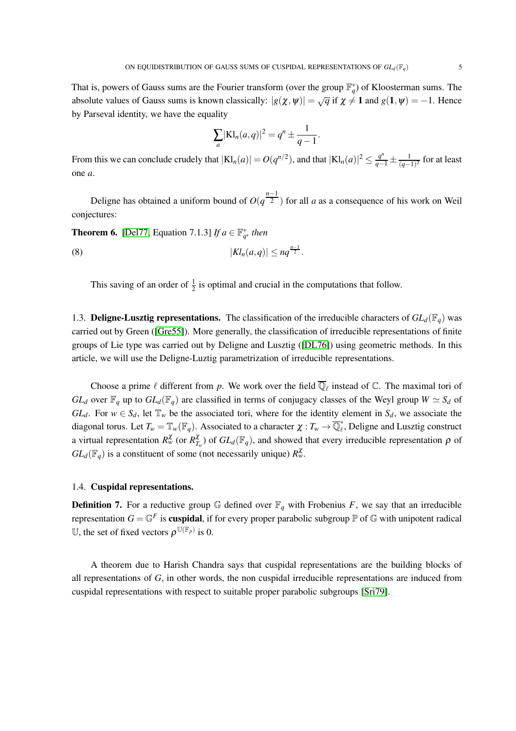That is, powers of Gauss sums are the Fourier transform (over the group $\mathbb{F}_q^*$) of Kloosterman sums. The absolute values of Gauss sums is known classically: $|g(\chi,\psi)| = \sqrt{q}$ if $\chi \neq \mathbf{1}$ and $g(\mathbf{1},\psi) = -1$. Hence by Parseval identity, we have the equality

$$\sum_a |\mathrm{Kl}_n(a,q)|^2 = q^n \pm \frac{1}{q-1}.$$

From this we can conclude crudely that $|\mathrm{Kl}_n(a)| = O(q^{n/2})$, and that $|\mathrm{Kl}_n(a)|^2 \leq \frac{q^n}{q-1} \pm \frac{1}{(q-1)^2}$ for at least one $a$.

Deligne has obtained a uniform bound of $O(q^{\frac{n-1}{2}})$ for all $a$ as a consequence of his work on Weil conjectures:

**Theorem 6.** [Del77, Equation 7.1.3] *If $a \in \mathbb{F}_q^*$, then*

$$|Kl_n(a,q)| \leq nq^{\frac{n-1}{2}}. \tag{8}$$

This saving of an order of $\frac{1}{2}$ is optimal and crucial in the computations that follow.

### 1.3. Deligne-Lusztig representations.

The classification of the irreducible characters of $GL_d(\mathbb{F}_q)$ was carried out by Green ([Gre55]). More generally, the classification of irreducible representations of finite groups of Lie type was carried out by Deligne and Lusztig ([DL76]) using geometric methods. In this article, we will use the Deligne-Luztig parametrization of irreducible representations.

Choose a prime $\ell$ different from $p$. We work over the field $\overline{\mathbb{Q}}_\ell$ instead of $\mathbb{C}$. The maximal tori of $GL_d$ over $\mathbb{F}_q$ up to $GL_d(\mathbb{F}_q)$ are classified in terms of conjugacy classes of the Weyl group $W \simeq S_d$ of $GL_d$. For $w \in S_d$, let $\mathbb{T}_w$ be the associated tori, where for the identity element in $S_d$, we associate the diagonal torus. Let $T_w = \mathbb{T}_w(\mathbb{F}_q)$. Associated to a character $\chi : T_w \to \overline{\mathbb{Q}}_\ell^*$, Deligne and Lusztig construct a virtual representation $R_w^\chi$ (or $R_{T_w}^\chi$) of $GL_d(\mathbb{F}_q)$, and showed that every irreducible representation $\rho$ of $GL_d(\mathbb{F}_q)$ is a constituent of some (not necessarily unique) $R_w^\chi$.

### 1.4. Cuspidal representations.

**Definition 7.** For a reductive group $\mathbb{G}$ defined over $\mathbb{F}_q$ with Frobenius $F$, we say that an irreducible representation $G = \mathbb{G}^F$ is **cuspidal**, if for every proper parabolic subgroup $\mathbb{P}$ of $\mathbb{G}$ with unipotent radical $\mathbb{U}$, the set of fixed vectors $\rho^{\mathbb{U}(\mathbb{F}_p)}$ is 0.

A theorem due to Harish Chandra says that cuspidal representations are the building blocks of all representations of $G$, in other words, the non cuspidal irreducible representations are induced from cuspidal representations with respect to suitable proper parabolic subgroups [Sri79].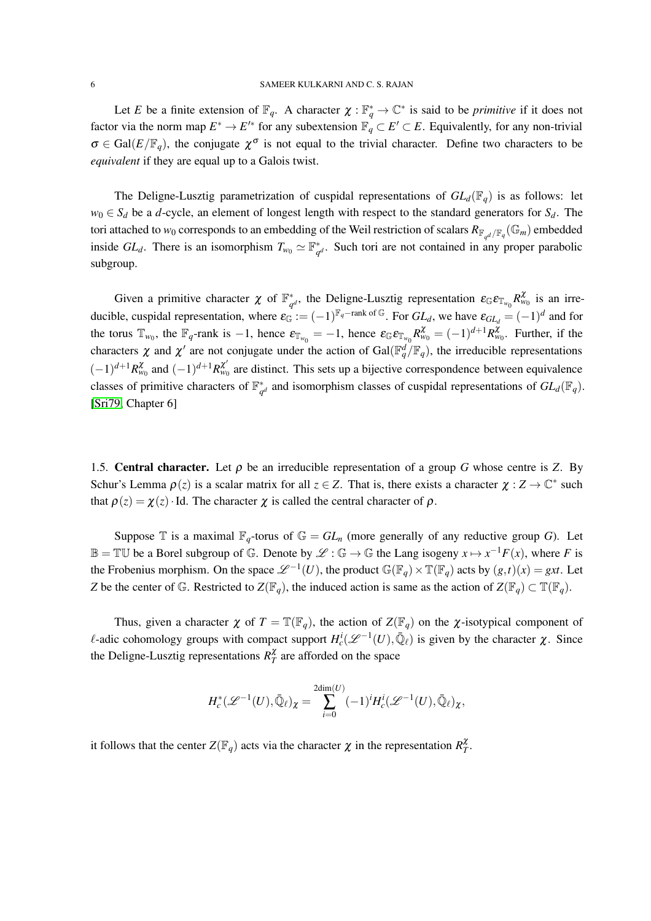Let $E$ be a finite extension of $\mathbb{F}_q$. A character $\chi : \mathbb{F}_q^* \to \mathbb{C}^*$ is said to be *primitive* if it does not factor via the norm map $E^* \to E'^*$ for any subextension $\mathbb{F}_q \subset E' \subset E$. Equivalently, for any non-trivial $\sigma \in \mathrm{Gal}(E/\mathbb{F}_q)$, the conjugate $\chi^\sigma$ is not equal to the trivial character. Define two characters to be *equivalent* if they are equal up to a Galois twist.

The Deligne-Lusztig parametrization of cuspidal representations of $GL_d(\mathbb{F}_q)$ is as follows: let $w_0 \in S_d$ be a $d$-cycle, an element of longest length with respect to the standard generators for $S_d$. The tori attached to $w_0$ corresponds to an embedding of the Weil restriction of scalars $R_{\mathbb{F}_{q^d}/\mathbb{F}_q}(\mathbb{G}_m)$ embedded inside $GL_d$. There is an isomorphism $T_{w_0} \simeq \mathbb{F}_{q^d}^*$. Such tori are not contained in any proper parabolic subgroup.

Given a primitive character $\chi$ of $\mathbb{F}_{q^d}^*$, the Deligne-Lusztig representation $\varepsilon_{\mathbb{G}}\varepsilon_{\mathbb{T}_{w_0}}R_{w_0}^{\chi}$ is an irreducible, cuspidal representation, where $\varepsilon_{\mathbb{G}} := (-1)^{\mathbb{F}_q-\text{rank of }\mathbb{G}}$. For $GL_d$, we have $\varepsilon_{GL_d} = (-1)^d$ and for the torus $\mathbb{T}_{w_0}$, the $\mathbb{F}_q$-rank is $-1$, hence $\varepsilon_{\mathbb{T}_{w_0}} = -1$, hence $\varepsilon_{\mathbb{G}}\varepsilon_{\mathbb{T}_{w_0}}R_{w_0}^{\chi} = (-1)^{d+1}R_{w_0}^{\chi}$. Further, if the characters $\chi$ and $\chi'$ are not conjugate under the action of $\mathrm{Gal}(\mathbb{F}_q^d/\mathbb{F}_q)$, the irreducible representations $(-1)^{d+1}R_{w_0}^{\chi}$ and $(-1)^{d+1}R_{w_0}^{\chi'}$ are distinct. This sets up a bijective correspondence between equivalence classes of primitive characters of $\mathbb{F}_{q^d}^*$ and isomorphism classes of cuspidal representations of $GL_d(\mathbb{F}_q)$. [Sri79, Chapter 6]

1.5. **Central character.** Let $\rho$ be an irreducible representation of a group $G$ whose centre is $Z$. By Schur's Lemma $\rho(z)$ is a scalar matrix for all $z \in Z$. That is, there exists a character $\chi : Z \to \mathbb{C}^*$ such that $\rho(z) = \chi(z)\cdot \mathrm{Id}$. The character $\chi$ is called the central character of $\rho$.

Suppose $\mathbb{T}$ is a maximal $\mathbb{F}_q$-torus of $\mathbb{G} = GL_n$ (more generally of any reductive group $G$). Let $\mathbb{B} = \mathbb{T}\mathbb{U}$ be a Borel subgroup of $\mathbb{G}$. Denote by $\mathscr{L} : \mathbb{G} \to \mathbb{G}$ the Lang isogeny $x \mapsto x^{-1}F(x)$, where $F$ is the Frobenius morphism. On the space $\mathscr{L}^{-1}(U)$, the product $\mathbb{G}(\mathbb{F}_q) \times \mathbb{T}(\mathbb{F}_q)$ acts by $(g,t)(x) = gxt$. Let $Z$ be the center of $\mathbb{G}$. Restricted to $Z(\mathbb{F}_q)$, the induced action is same as the action of $Z(\mathbb{F}_q) \subset \mathbb{T}(\mathbb{F}_q)$.

Thus, given a character $\chi$ of $T = \mathbb{T}(\mathbb{F}_q)$, the action of $Z(\mathbb{F}_q)$ on the $\chi$-isotypical component of $\ell$-adic cohomology groups with compact support $H_c^i(\mathscr{L}^{-1}(U), \bar{\mathbb{Q}}_\ell)$ is given by the character $\chi$. Since the Deligne-Lusztig representations $R_T^{\chi}$ are afforded on the space

$$H_c^*(\mathscr{L}^{-1}(U), \bar{\mathbb{Q}}_\ell)_\chi = \sum_{i=0}^{2\dim(U)} (-1)^i H_c^i(\mathscr{L}^{-1}(U), \bar{\mathbb{Q}}_\ell)_\chi,$$

it follows that the center $Z(\mathbb{F}_q)$ acts via the character $\chi$ in the representation $R_T^{\chi}$.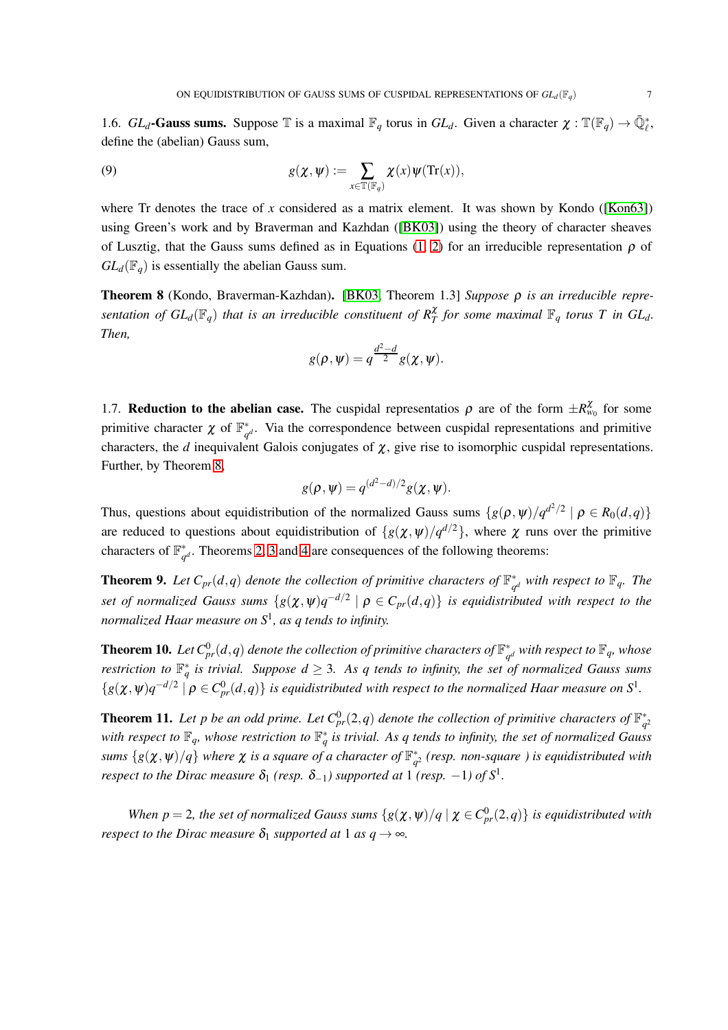1.6. $GL_d$**-Gauss sums.** Suppose $\mathbb{T}$ is a maximal $\mathbb{F}_q$ torus in $GL_d$. Given a character $\chi : \mathbb{T}(\mathbb{F}_q) \to \bar{\mathbb{Q}}_\ell^*$, define the (abelian) Gauss sum,

$$g(\chi, \psi) := \sum_{x \in \mathbb{T}(\mathbb{F}_q)} \chi(x)\psi(\mathrm{Tr}(x)), \tag{9}$$

where Tr denotes the trace of $x$ considered as a matrix element. It was shown by Kondo ([Kon63]) using Green's work and by Braverman and Kazhdan ([BK03]) using the theory of character sheaves of Lusztig, that the Gauss sums defined as in Equations (1, 2) for an irreducible representation $\rho$ of $GL_d(\mathbb{F}_q)$ is essentially the abelian Gauss sum.

**Theorem 8** (Kondo, Braverman-Kazhdan)**.** [BK03, Theorem 1.3] *Suppose $\rho$ is an irreducible representation of $GL_d(\mathbb{F}_q)$ that is an irreducible constituent of $R_T^\chi$ for some maximal $\mathbb{F}_q$ torus $T$ in $GL_d$. Then,*

$$g(\rho, \psi) = q^{\frac{d^2-d}{2}} g(\chi, \psi).$$

1.7. **Reduction to the abelian case.** The cuspidal representatios $\rho$ are of the form $\pm R_{w_0}^\chi$ for some primitive character $\chi$ of $\mathbb{F}_{q^d}^*$. Via the correspondence between cuspidal representations and primitive characters, the $d$ inequivalent Galois conjugates of $\chi$, give rise to isomorphic cuspidal representations. Further, by Theorem 8,

$$g(\rho, \psi) = q^{(d^2-d)/2} g(\chi, \psi).$$

Thus, questions about equidistribution of the normalized Gauss sums $\{g(\rho, \psi)/q^{d^2/2} \mid \rho \in R_0(d,q)\}$ are reduced to questions about equidistribution of $\{g(\chi, \psi)/q^{d/2}\}$, where $\chi$ runs over the primitive characters of $\mathbb{F}_{q^d}^*$. Theorems 2, 3 and 4 are consequences of the following theorems:

**Theorem 9.** *Let $C_{pr}(d,q)$ denote the collection of primitive characters of $\mathbb{F}_{q^d}^*$ with respect to $\mathbb{F}_q$. The set of normalized Gauss sums $\{g(\chi, \psi)q^{-d/2} \mid \rho \in C_{pr}(d,q)\}$ is equidistributed with respect to the normalized Haar measure on $S^1$, as $q$ tends to infinity.*

**Theorem 10.** *Let $C_{pr}^0(d,q)$ denote the collection of primitive characters of $\mathbb{F}_{q^d}^*$ with respect to $\mathbb{F}_q$, whose restriction to $\mathbb{F}_q^*$ is trivial. Suppose $d \geq 3$. As $q$ tends to infinity, the set of normalized Gauss sums $\{g(\chi, \psi)q^{-d/2} \mid \rho \in C_{pr}^0(d,q)\}$ is equidistributed with respect to the normalized Haar measure on $S^1$.*

**Theorem 11.** *Let $p$ be an odd prime. Let $C_{pr}^0(2,q)$ denote the collection of primitive characters of $\mathbb{F}_{q^2}^*$ with respect to $\mathbb{F}_q$, whose restriction to $\mathbb{F}_q^*$ is trivial. As $q$ tends to infinity, the set of normalized Gauss sums $\{g(\chi, \psi)/q\}$ where $\chi$ is a square of a character of $\mathbb{F}_{q^2}^*$ (resp. non-square ) is equidistributed with respect to the Dirac measure $\delta_1$ (resp. $\delta_{-1}$) supported at $1$ (resp. $-1$) of $S^1$.*

*When $p = 2$, the set of normalized Gauss sums $\{g(\chi, \psi)/q \mid \chi \in C_{pr}^0(2,q)\}$ is equidistributed with respect to the Dirac measure $\delta_1$ supported at $1$ as $q \to \infty$.*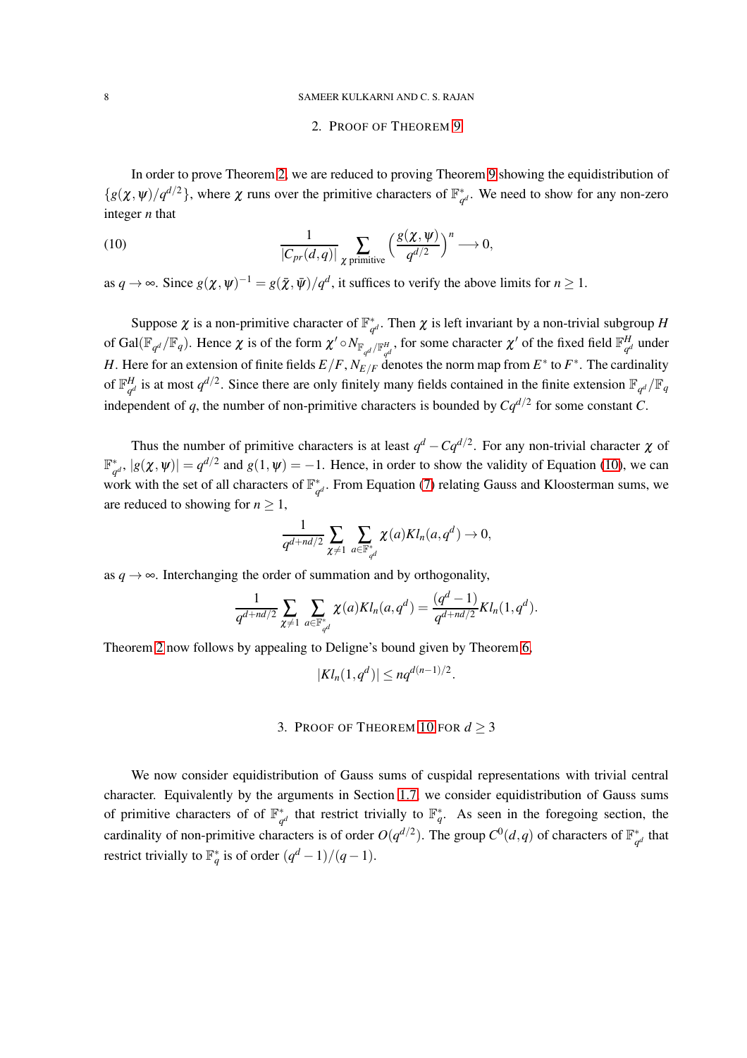## 2. PROOF OF THEOREM 9

In order to prove Theorem 2, we are reduced to proving Theorem 9 showing the equidistribution of $\{g(\chi,\psi)/q^{d/2}\}$, where $\chi$ runs over the primitive characters of $\mathbb{F}_{q^d}^*$. We need to show for any non-zero integer $n$ that

$$\frac{1}{|C_{pr}(d,q)|}\sum_{\chi \text{ primitive}}\left(\frac{g(\chi,\psi)}{q^{d/2}}\right)^n \longrightarrow 0, \tag{10}$$

as $q\to\infty$. Since $g(\chi,\psi)^{-1} = g(\bar{\chi},\bar{\psi})/q^d$, it suffices to verify the above limits for $n\geq 1$.

Suppose $\chi$ is a non-primitive character of $\mathbb{F}_{q^d}^*$. Then $\chi$ is left invariant by a non-trivial subgroup $H$ of $\mathrm{Gal}(\mathbb{F}_{q^d}/\mathbb{F}_q)$. Hence $\chi$ is of the form $\chi'\circ N_{\mathbb{F}_{q^d}/\mathbb{F}_{q^d}^H}$, for some character $\chi'$ of the fixed field $\mathbb{F}_{q^d}^H$ under $H$. Here for an extension of finite fields $E/F$, $N_{E/F}$ denotes the norm map from $E^*$ to $F^*$. The cardinality of $\mathbb{F}_{q^d}^H$ is at most $q^{d/2}$. Since there are only finitely many fields contained in the finite extension $\mathbb{F}_{q^d}/\mathbb{F}_q$ independent of $q$, the number of non-primitive characters is bounded by $Cq^{d/2}$ for some constant $C$.

Thus the number of primitive characters is at least $q^d - Cq^{d/2}$. For any non-trivial character $\chi$ of $\mathbb{F}_{q^d}^*$, $|g(\chi,\psi)| = q^{d/2}$ and $g(1,\psi) = -1$. Hence, in order to show the validity of Equation (10), we can work with the set of all characters of $\mathbb{F}_{q^d}^*$. From Equation (7) relating Gauss and Kloosterman sums, we are reduced to showing for $n\geq 1$,

$$\frac{1}{q^{d+nd/2}}\sum_{\chi\neq 1}\sum_{a\in\mathbb{F}_{q^d}^*}\chi(a)Kl_n(a,q^d)\to 0,$$

as $q\to\infty$. Interchanging the order of summation and by orthogonality,

$$\frac{1}{q^{d+nd/2}}\sum_{\chi\neq 1}\sum_{a\in\mathbb{F}_{q^d}^*}\chi(a)Kl_n(a,q^d) = \frac{(q^d-1)}{q^{d+nd/2}}Kl_n(1,q^d).$$

Theorem 2 now follows by appealing to Deligne's bound given by Theorem 6,

$$|Kl_n(1,q^d)|\leq nq^{d(n-1)/2}.$$

## 3. PROOF OF THEOREM 10 FOR $d\geq 3$

We now consider equidistribution of Gauss sums of cuspidal representations with trivial central character. Equivalently by the arguments in Section 1.7, we consider equidistribution of Gauss sums of primitive characters of of $\mathbb{F}_{q^d}^*$ that restrict trivially to $\mathbb{F}_q^*$. As seen in the foregoing section, the cardinality of non-primitive characters is of order $O(q^{d/2})$. The group $C^0(d,q)$ of characters of $\mathbb{F}_{q^d}^*$ that restrict trivially to $\mathbb{F}_q^*$ is of order $(q^d-1)/(q-1)$.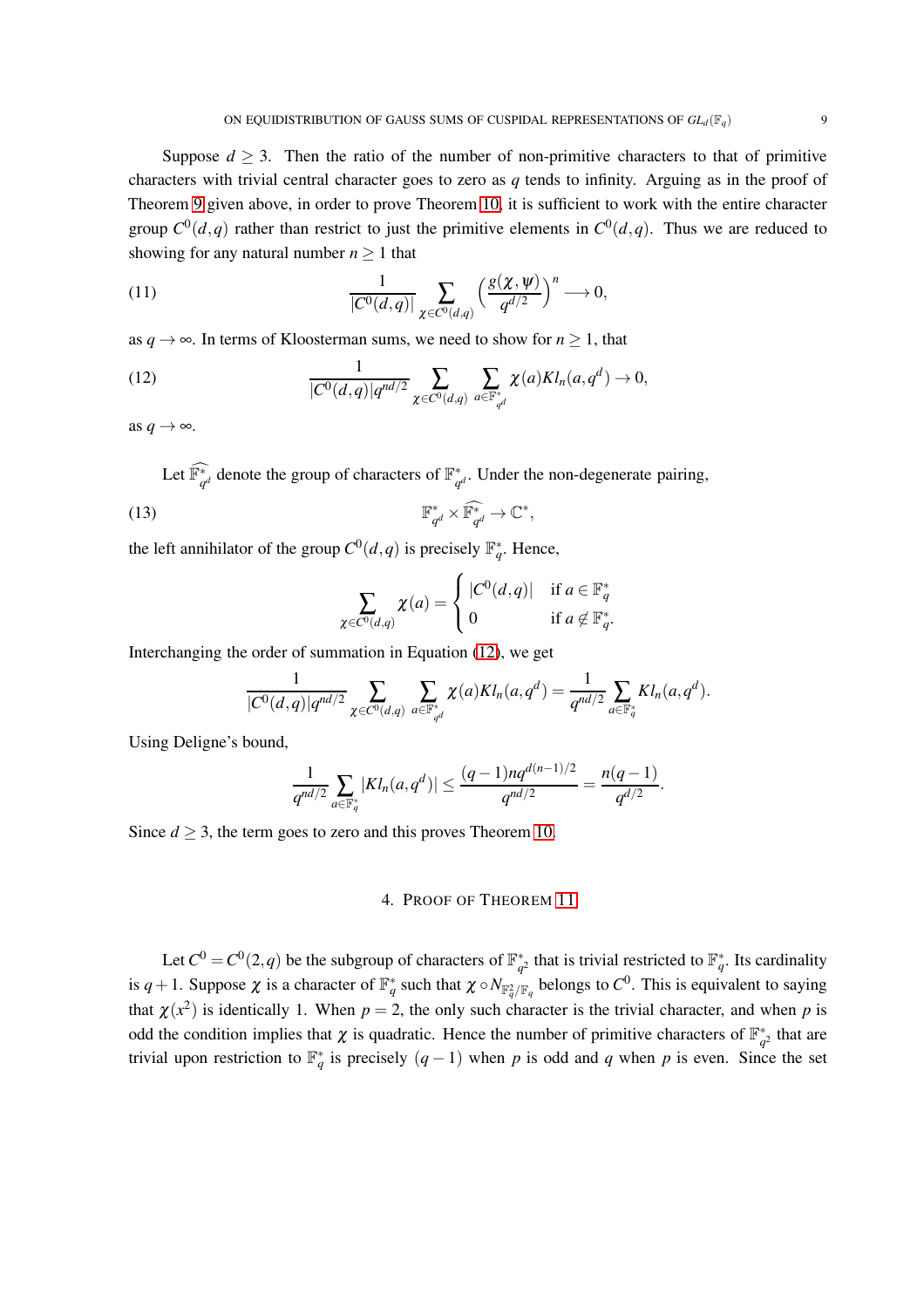Suppose $d \geq 3$. Then the ratio of the number of non-primitive characters to that of primitive characters with trivial central character goes to zero as $q$ tends to infinity. Arguing as in the proof of Theorem 9 given above, in order to prove Theorem 10, it is sufficient to work with the entire character group $C^0(d,q)$ rather than restrict to just the primitive elements in $C^0(d,q)$. Thus we are reduced to showing for any natural number $n \geq 1$ that

$$\frac{1}{|C^0(d,q)|} \sum_{\chi \in C^0(d,q)} \left( \frac{g(\chi,\psi)}{q^{d/2}} \right)^n \longrightarrow 0, \tag{11}$$

as $q \to \infty$. In terms of Kloosterman sums, we need to show for $n \geq 1$, that

$$\frac{1}{|C^0(d,q)| q^{nd/2}} \sum_{\chi \in C^0(d,q)} \sum_{a \in \mathbb{F}_{q^d}^*} \chi(a) Kl_n(a,q^d) \to 0, \tag{12}$$

as $q \to \infty$.

Let $\widehat{\mathbb{F}_{q^d}^*}$ denote the group of characters of $\mathbb{F}_{q^d}^*$. Under the non-degenerate pairing,

$$\mathbb{F}_{q^d}^* \times \widehat{\mathbb{F}_{q^d}^*} \to \mathbb{C}^*, \tag{13}$$

the left annihilator of the group $C^0(d,q)$ is precisely $\mathbb{F}_q^*$. Hence,

$$\sum_{\chi \in C^0(d,q)} \chi(a) = \begin{cases} |C^0(d,q)| & \text{if } a \in \mathbb{F}_q^* \\ 0 & \text{if } a \notin \mathbb{F}_q^*. \end{cases}$$

Interchanging the order of summation in Equation (12), we get

$$\frac{1}{|C^0(d,q)| q^{nd/2}} \sum_{\chi \in C^0(d,q)} \sum_{a \in \mathbb{F}_{q^d}^*} \chi(a) Kl_n(a,q^d) = \frac{1}{q^{nd/2}} \sum_{a \in \mathbb{F}_q^*} Kl_n(a,q^d).$$

Using Deligne's bound,

$$\frac{1}{q^{nd/2}} \sum_{a \in \mathbb{F}_q^*} |Kl_n(a,q^d)| \leq \frac{(q-1)nq^{d(n-1)/2}}{q^{nd/2}} = \frac{n(q-1)}{q^{d/2}}.$$

Since $d \geq 3$, the term goes to zero and this proves Theorem 10.

## 4. Proof of Theorem 11

Let $C^0 = C^0(2,q)$ be the subgroup of characters of $\mathbb{F}_{q^2}^*$ that is trivial restricted to $\mathbb{F}_q^*$. Its cardinality is $q+1$. Suppose $\chi$ is a character of $\mathbb{F}_q^*$ such that $\chi \circ N_{\mathbb{F}_q^2/\mathbb{F}_q}$ belongs to $C^0$. This is equivalent to saying that $\chi(x^2)$ is identically 1. When $p = 2$, the only such character is the trivial character, and when $p$ is odd the condition implies that $\chi$ is quadratic. Hence the number of primitive characters of $\mathbb{F}_{q^2}^*$ that are trivial upon restriction to $\mathbb{F}_q^*$ is precisely $(q-1)$ when $p$ is odd and $q$ when $p$ is even. Since the set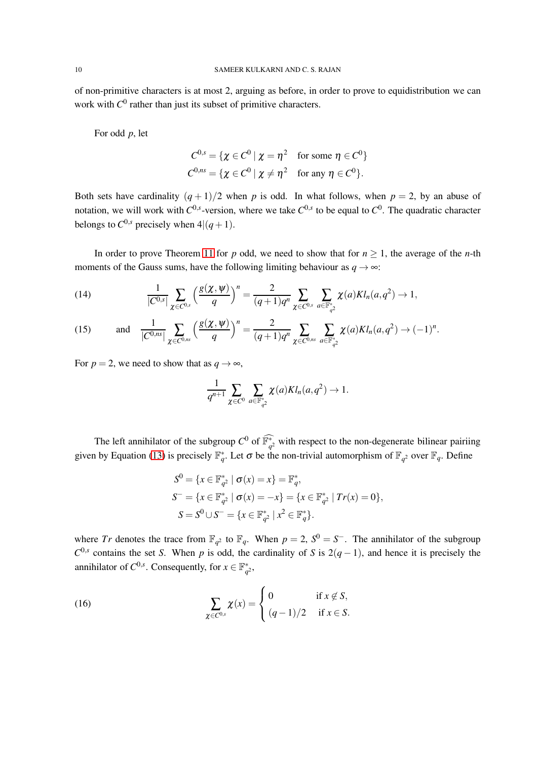of non-primitive characters is at most 2, arguing as before, in order to prove to equidistribution we can work with $C^0$ rather than just its subset of primitive characters.

For odd $p$, let

$$C^{0,s} = \{\chi \in C^0 \mid \chi = \eta^2 \quad \text{for some } \eta \in C^0\}$$
$$C^{0,ns} = \{\chi \in C^0 \mid \chi \neq \eta^2 \quad \text{for any } \eta \in C^0\}.$$

Both sets have cardinality $(q+1)/2$ when $p$ is odd. In what follows, when $p = 2$, by an abuse of notation, we will work with $C^{0,s}$-version, where we take $C^{0,s}$ to be equal to $C^0$. The quadratic character belongs to $C^{0,s}$ precisely when $4|(q+1)$.

In order to prove Theorem 11 for $p$ odd, we need to show that for $n \geq 1$, the average of the $n$-th moments of the Gauss sums, have the following limiting behaviour as $q \to \infty$:

$$\frac{1}{|C^{0,s}|} \sum_{\chi \in C^{0,s}} \left(\frac{g(\chi,\psi)}{q}\right)^n = \frac{2}{(q+1)q^n} \sum_{\chi \in C^{0,s}} \sum_{a \in \mathbb{F}_{q^2}^*} \chi(a) Kl_n(a,q^2) \to 1, \tag{14}$$

$$\text{and} \quad \frac{1}{|C^{0,ns}|} \sum_{\chi \in C^{0,ns}} \left(\frac{g(\chi,\psi)}{q}\right)^n = \frac{2}{(q+1)q^n} \sum_{\chi \in C^{0,ns}} \sum_{a \in \mathbb{F}_{q^2}^*} \chi(a) Kl_n(a,q^2) \to (-1)^n. \tag{15}$$

For $p = 2$, we need to show that as $q \to \infty$,

$$\frac{1}{q^{n+1}} \sum_{\chi \in C^0} \sum_{a \in \mathbb{F}_{q^2}^*} \chi(a) Kl_n(a,q^2) \to 1.$$

The left annihilator of the subgroup $C^0$ of $\widehat{\mathbb{F}_{q^2}^*}$ with respect to the non-degenerate bilinear pairing given by Equation (13) is precisely $\mathbb{F}_q^*$. Let $\sigma$ be the non-trivial automorphism of $\mathbb{F}_{q^2}$ over $\mathbb{F}_q$. Define

$$S^0 = \{x \in \mathbb{F}_{q^2}^* \mid \sigma(x) = x\} = \mathbb{F}_q^*,$$
$$S^- = \{x \in \mathbb{F}_{q^2}^* \mid \sigma(x) = -x\} = \{x \in \mathbb{F}_{q^2}^* \mid Tr(x) = 0\},$$
$$S = S^0 \cup S^- = \{x \in \mathbb{F}_{q^2}^* \mid x^2 \in \mathbb{F}_q^*\}.$$

where $Tr$ denotes the trace from $\mathbb{F}_{q^2}$ to $\mathbb{F}_q$. When $p = 2$, $S^0 = S^-$. The annihilator of the subgroup $C^{0,s}$ contains the set $S$. When $p$ is odd, the cardinality of $S$ is $2(q-1)$, and hence it is precisely the annihilator of $C^{0,s}$. Consequently, for $x \in \mathbb{F}_{q^2}^*$,

$$\sum_{\chi \in C^{0,s}} \chi(x) = \begin{cases} 0 & \text{if } x \notin S, \\ (q-1)/2 & \text{if } x \in S. \end{cases} \tag{16}$$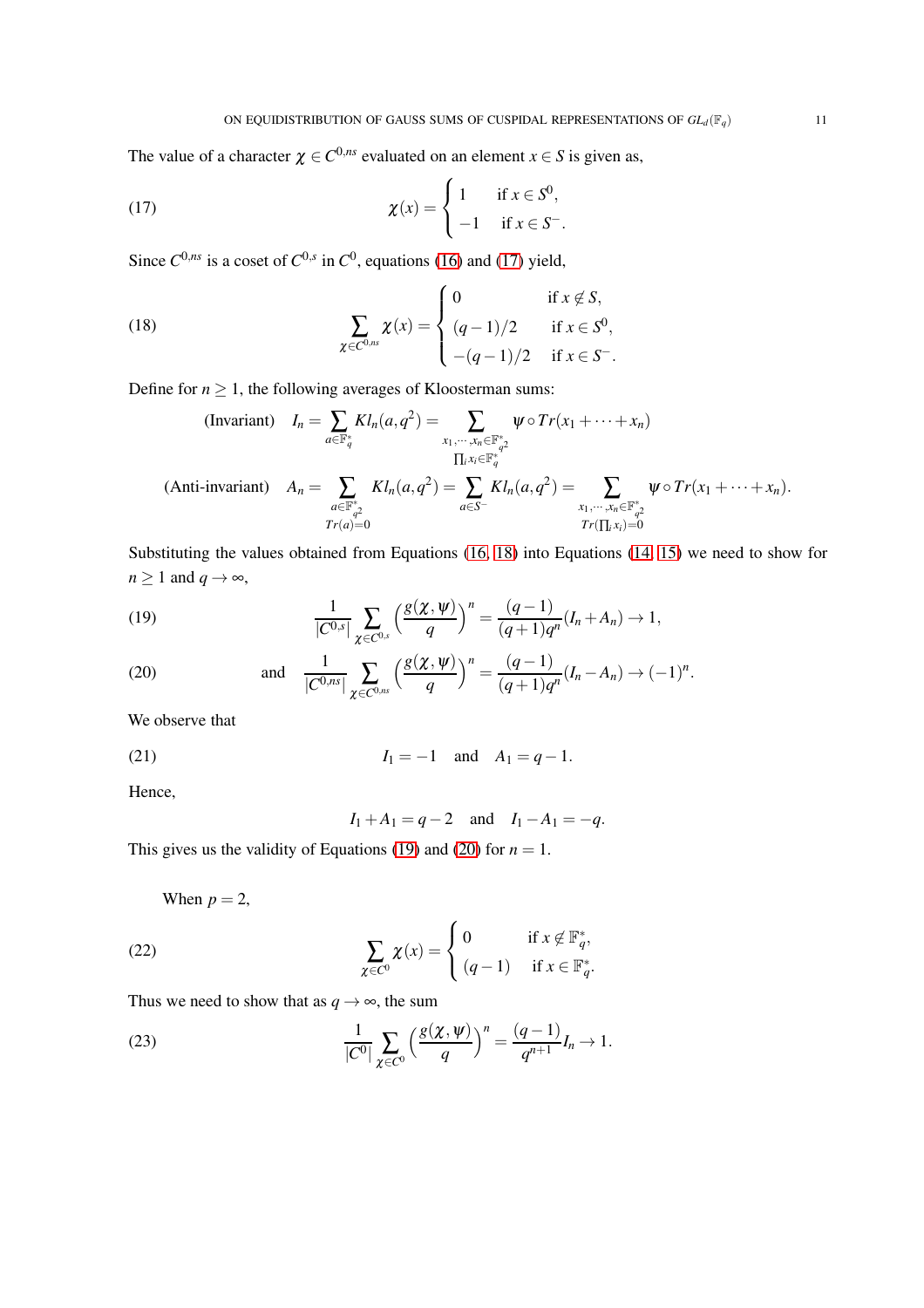The value of a character $\chi \in C^{0,ns}$ evaluated on an element $x \in S$ is given as,

$$\chi(x) = \begin{cases} 1 & \text{if } x \in S^0, \\ -1 & \text{if } x \in S^-. \end{cases} \tag{17}$$

Since $C^{0,ns}$ is a coset of $C^{0,s}$ in $C^0$, equations (16) and (17) yield,

$$\sum_{\chi \in C^{0,ns}} \chi(x) = \begin{cases} 0 & \text{if } x \notin S, \\ (q-1)/2 & \text{if } x \in S^0, \\ -(q-1)/2 & \text{if } x \in S^-. \end{cases} \tag{18}$$

Define for $n \geq 1$, the following averages of Kloosterman sums:

$$\text{(Invariant)} \quad I_n = \sum_{a \in \mathbb{F}_q^*} Kl_n(a, q^2) = \sum_{\substack{x_1, \cdots, x_n \in \mathbb{F}_{q^2}^* \\ \prod_i x_i \in \mathbb{F}_q^*}} \psi \circ Tr(x_1 + \cdots + x_n)$$

$$\text{(Anti-invariant)} \quad A_n = \sum_{\substack{a \in \mathbb{F}_{q^2}^* \\ Tr(a)=0}} Kl_n(a, q^2) = \sum_{a \in S^-} Kl_n(a, q^2) = \sum_{\substack{x_1, \cdots, x_n \in \mathbb{F}_{q^2}^* \\ Tr(\prod_i x_i)=0}} \psi \circ Tr(x_1 + \cdots + x_n).$$

Substituting the values obtained from Equations (16, 18) into Equations (14, 15) we need to show for $n \geq 1$ and $q \to \infty$,

$$\frac{1}{|C^{0,s}|} \sum_{\chi \in C^{0,s}} \left( \frac{g(\chi, \psi)}{q} \right)^n = \frac{(q-1)}{(q+1)q^n} (I_n + A_n) \to 1, \tag{19}$$

$$\text{and} \quad \frac{1}{|C^{0,ns}|} \sum_{\chi \in C^{0,ns}} \left( \frac{g(\chi, \psi)}{q} \right)^n = \frac{(q-1)}{(q+1)q^n} (I_n - A_n) \to (-1)^n. \tag{20}$$

We observe that

$$I_1 = -1 \quad \text{and} \quad A_1 = q-1. \tag{21}$$

Hence,

$$I_1 + A_1 = q-2 \quad \text{and} \quad I_1 - A_1 = -q.$$

This gives us the validity of Equations (19) and (20) for $n = 1$.

When $p = 2$,

$$\sum_{\chi \in C^0} \chi(x) = \begin{cases} 0 & \text{if } x \notin \mathbb{F}_q^*, \\ (q-1) & \text{if } x \in \mathbb{F}_q^*. \end{cases} \tag{22}$$

Thus we need to show that as $q \to \infty$, the sum

$$\frac{1}{|C^0|} \sum_{\chi \in C^0} \left( \frac{g(\chi, \psi)}{q} \right)^n = \frac{(q-1)}{q^{n+1}} I_n \to 1. \tag{23}$$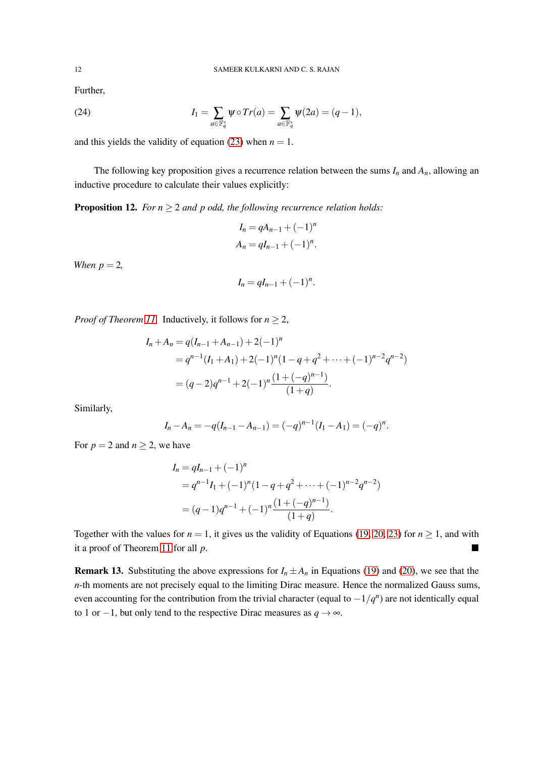Further,

$$I_1 = \sum_{a \in \mathbb{F}_q^*} \psi \circ Tr(a) = \sum_{a \in \mathbb{F}_q^*} \psi(2a) = (q-1), \tag{24}$$

and this yields the validity of equation (23) when $n = 1$.

The following key proposition gives a recurrence relation between the sums $I_n$ and $A_n$, allowing an inductive procedure to calculate their values explicitly:

**Proposition 12.** *For $n \geq 2$ and $p$ odd, the following recurrence relation holds:*

$$I_n = qA_{n-1} + (-1)^n$$
$$A_n = qI_{n-1} + (-1)^n.$$

*When $p = 2$,*

$$I_n = qI_{n-1} + (-1)^n.$$

*Proof of Theorem 11.* Inductively, it follows for $n \geq 2$,

$$\begin{aligned}
I_n + A_n &= q(I_{n-1} + A_{n-1}) + 2(-1)^n \\
&= q^{n-1}(I_1 + A_1) + 2(-1)^n(1 - q + q^2 + \cdots + (-1)^{n-2}q^{n-2}) \\
&= (q-2)q^{n-1} + 2(-1)^n \frac{(1 + (-q)^{n-1})}{(1+q)}.
\end{aligned}$$

Similarly,

$$I_n - A_n = -q(I_{n-1} - A_{n-1}) = (-q)^{n-1}(I_1 - A_1) = (-q)^n.$$

For $p = 2$ and $n \geq 2$, we have

$$\begin{aligned}
I_n &= qI_{n-1} + (-1)^n \\
&= q^{n-1}I_1 + (-1)^n(1 - q + q^2 + \cdots + (-1)^{n-2}q^{n-2}) \\
&= (q-1)q^{n-1} + (-1)^n \frac{(1 + (-q)^{n-1})}{(1+q)}.
\end{aligned}$$

Together with the values for $n = 1$, it gives us the validity of Equations (19, 20, 23) for $n \geq 1$, and with it a proof of Theorem 11 for all $p$. ∎

**Remark 13.** Substituting the above expressions for $I_n \pm A_n$ in Equations (19) and (20), we see that the $n$-th moments are not precisely equal to the limiting Dirac measure. Hence the normalized Gauss sums, even accounting for the contribution from the trivial character (equal to $-1/q^n$) are not identically equal to 1 or $-1$, but only tend to the respective Dirac measures as $q \to \infty$.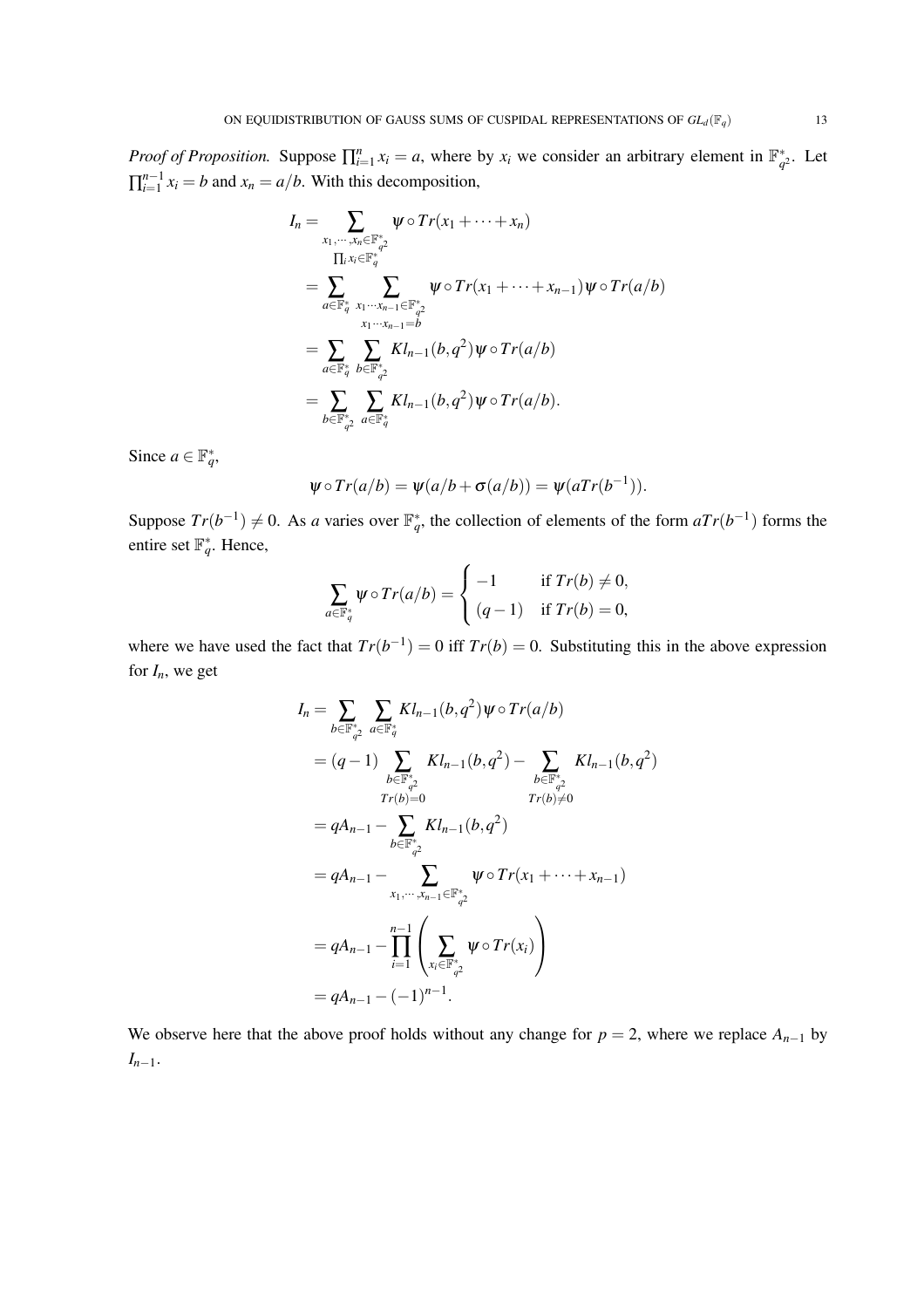*Proof of Proposition.* Suppose $\prod_{i=1}^{n} x_i = a$, where by $x_i$ we consider an arbitrary element in $\mathbb{F}_{q^2}^*$. Let $\prod_{i=1}^{n-1} x_i = b$ and $x_n = a/b$. With this decomposition,

$$
\begin{aligned}
I_n &= \sum_{\substack{x_1,\cdots,x_n \in \mathbb{F}_{q^2}^* \\ \prod_i x_i \in \mathbb{F}_q^*}} \psi \circ Tr(x_1 + \cdots + x_n) \\
&= \sum_{a \in \mathbb{F}_q^*} \sum_{\substack{x_1 \cdots x_{n-1} \in \mathbb{F}_{q^2}^* \\ x_1 \cdots x_{n-1} = b}} \psi \circ Tr(x_1 + \cdots + x_{n-1}) \psi \circ Tr(a/b) \\
&= \sum_{a \in \mathbb{F}_q^*} \sum_{b \in \mathbb{F}_{q^2}^*} Kl_{n-1}(b, q^2) \psi \circ Tr(a/b) \\
&= \sum_{b \in \mathbb{F}_{q^2}^*} \sum_{a \in \mathbb{F}_q^*} Kl_{n-1}(b, q^2) \psi \circ Tr(a/b).
\end{aligned}
$$

Since $a \in \mathbb{F}_q^*$,

$$
\psi \circ Tr(a/b) = \psi(a/b + \sigma(a/b)) = \psi(aTr(b^{-1})).
$$

Suppose $Tr(b^{-1}) \neq 0$. As $a$ varies over $\mathbb{F}_q^*$, the collection of elements of the form $aTr(b^{-1})$ forms the entire set $\mathbb{F}_q^*$. Hence,

$$
\sum_{a \in \mathbb{F}_q^*} \psi \circ Tr(a/b) = \begin{cases} -1 & \text{if } Tr(b) \neq 0, \\ (q-1) & \text{if } Tr(b) = 0, \end{cases}
$$

where we have used the fact that $Tr(b^{-1}) = 0$ iff $Tr(b) = 0$. Substituting this in the above expression for $I_n$, we get

$$
\begin{aligned}
I_n &= \sum_{b \in \mathbb{F}_{q^2}^*} \sum_{a \in \mathbb{F}_q^*} Kl_{n-1}(b, q^2) \psi \circ Tr(a/b) \\
&= (q-1) \sum_{\substack{b \in \mathbb{F}_{q^2}^* \\ Tr(b) = 0}} Kl_{n-1}(b, q^2) - \sum_{\substack{b \in \mathbb{F}_{q^2}^* \\ Tr(b) \neq 0}} Kl_{n-1}(b, q^2) \\
&= qA_{n-1} - \sum_{b \in \mathbb{F}_{q^2}^*} Kl_{n-1}(b, q^2) \\
&= qA_{n-1} - \sum_{x_1,\cdots,x_{n-1} \in \mathbb{F}_{q^2}^*} \psi \circ Tr(x_1 + \cdots + x_{n-1}) \\
&= qA_{n-1} - \prod_{i=1}^{n-1} \left( \sum_{x_i \in \mathbb{F}_{q^2}^*} \psi \circ Tr(x_i) \right) \\
&= qA_{n-1} - (-1)^{n-1}.
\end{aligned}
$$

We observe here that the above proof holds without any change for $p = 2$, where we replace $A_{n-1}$ by $I_{n-1}$.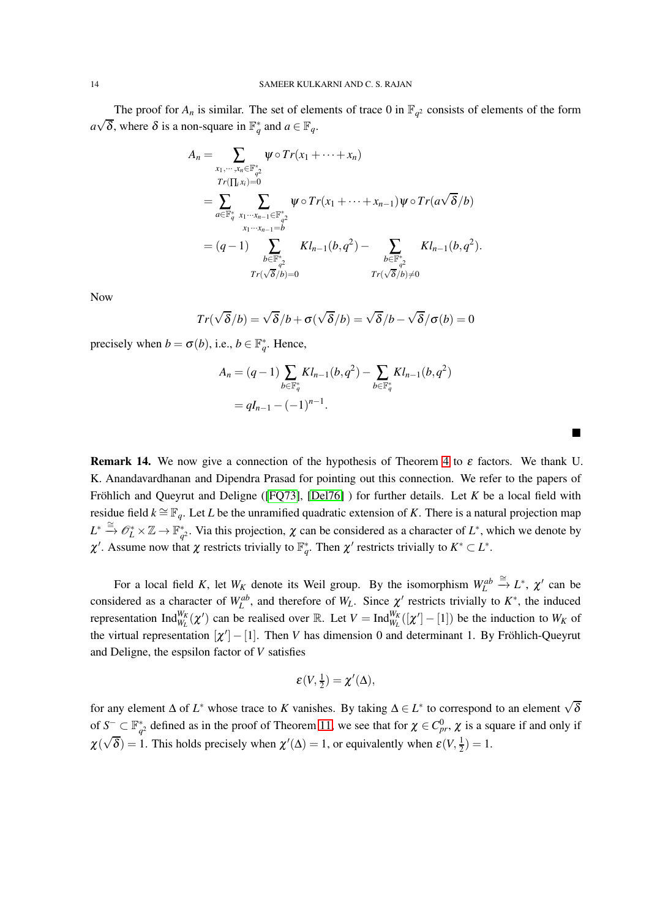The proof for $A_n$ is similar. The set of elements of trace 0 in $\mathbb{F}_{q^2}$ consists of elements of the form $a\sqrt{\delta}$, where $\delta$ is a non-square in $\mathbb{F}_q^*$ and $a \in \mathbb{F}_q$.

$$
\begin{aligned}
A_n &= \sum_{\substack{x_1,\cdots,x_n \in \mathbb{F}_{q^2}^* \\ Tr(\prod_i x_i)=0}} \psi \circ Tr(x_1 + \cdots + x_n) \\
&= \sum_{a \in \mathbb{F}_q^*} \sum_{\substack{x_1\cdots x_{n-1} \in \mathbb{F}_{q^2}^* \\ x_1\cdots x_{n-1}=b}} \psi \circ Tr(x_1 + \cdots + x_{n-1}) \psi \circ Tr(a\sqrt{\delta}/b) \\
&= (q-1) \sum_{\substack{b \in \mathbb{F}_{q^2}^* \\ Tr(\sqrt{\delta}/b)=0}} Kl_{n-1}(b,q^2) - \sum_{\substack{b \in \mathbb{F}_{q^2}^* \\ Tr(\sqrt{\delta}/b)\neq 0}} Kl_{n-1}(b,q^2).
\end{aligned}
$$

Now

$$
Tr(\sqrt{\delta}/b) = \sqrt{\delta}/b + \sigma(\sqrt{\delta}/b) = \sqrt{\delta}/b - \sqrt{\delta}/\sigma(b) = 0
$$

precisely when $b = \sigma(b)$, i.e., $b \in \mathbb{F}_q^*$. Hence,

$$
\begin{aligned}
A_n &= (q-1) \sum_{b \in \mathbb{F}_q^*} Kl_{n-1}(b,q^2) - \sum_{b \in \mathbb{F}_q^*} Kl_{n-1}(b,q^2) \\
&= qI_{n-1} - (-1)^{n-1}.
\end{aligned}
$$

∎

**Remark 14.** We now give a connection of the hypothesis of Theorem 4 to $\varepsilon$ factors. We thank U. K. Anandavardhanan and Dipendra Prasad for pointing out this connection. We refer to the papers of Fröhlich and Queyrut and Deligne ([FQ73], [Del76] ) for further details. Let $K$ be a local field with residue field $k \cong \mathbb{F}_q$. Let $L$ be the unramified quadratic extension of $K$. There is a natural projection map $L^* \xrightarrow{\cong} \mathscr{O}_L^* \times \mathbb{Z} \to \mathbb{F}_{q^2}^*$. Via this projection, $\chi$ can be considered as a character of $L^*$, which we denote by $\chi'$. Assume now that $\chi$ restricts trivially to $\mathbb{F}_q^*$. Then $\chi'$ restricts trivially to $K^* \subset L^*$.

For a local field $K$, let $W_K$ denote its Weil group. By the isomorphism $W_L^{ab} \xrightarrow{\cong} L^*$, $\chi'$ can be considered as a character of $W_L^{ab}$, and therefore of $W_L$. Since $\chi'$ restricts trivially to $K^*$, the induced representation $\mathrm{Ind}_{W_L}^{W_K}(\chi')$ can be realised over $\mathbb{R}$. Let $V = \mathrm{Ind}_{W_L}^{W_K}([\chi'] - [1])$ be the induction to $W_K$ of the virtual representation $[\chi'] - [1]$. Then $V$ has dimension 0 and determinant 1. By Fröhlich-Queyrut and Deligne, the espsilon factor of $V$ satisfies

$$
\varepsilon(V, \tfrac{1}{2}) = \chi'(\Delta),
$$

for any element $\Delta$ of $L^*$ whose trace to $K$ vanishes. By taking $\Delta \in L^*$ to correspond to an element $\sqrt{\delta}$ of $S^- \subset \mathbb{F}_{q^2}^*$ defined as in the proof of Theorem 11, we see that for $\chi \in C_{pr}^0$, $\chi$ is a square if and only if $\chi(\sqrt{\delta}) = 1$. This holds precisely when $\chi'(\Delta) = 1$, or equivalently when $\varepsilon(V, \frac{1}{2}) = 1$.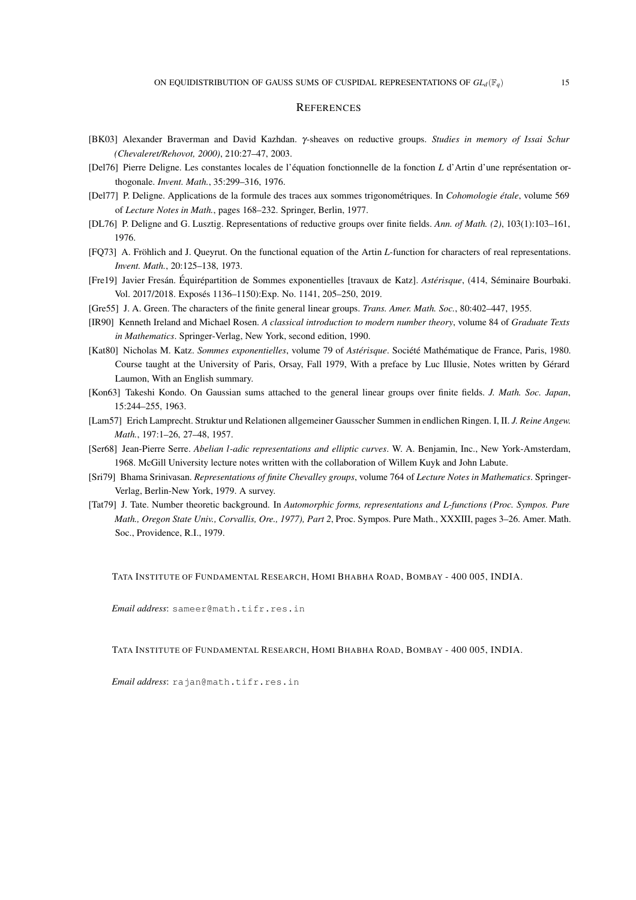## References

[BK03] Alexander Braverman and David Kazhdan. $\gamma$-sheaves on reductive groups. *Studies in memory of Issai Schur (Chevaleret/Rehovot, 2000)*, 210:27–47, 2003.

[Del76] Pierre Deligne. Les constantes locales de l'équation fonctionnelle de la fonction $L$ d'Artin d'une représentation orthogonale. *Invent. Math.*, 35:299–316, 1976.

[Del77] P. Deligne. Applications de la formule des traces aux sommes trigonométriques. In *Cohomologie étale*, volume 569 of *Lecture Notes in Math.*, pages 168–232. Springer, Berlin, 1977.

[DL76] P. Deligne and G. Lusztig. Representations of reductive groups over finite fields. *Ann. of Math. (2)*, 103(1):103–161, 1976.

[FQ73] A. Fröhlich and J. Queyrut. On the functional equation of the Artin $L$-function for characters of real representations. *Invent. Math.*, 20:125–138, 1973.

[Fre19] Javier Fresán. Équirépartition de Sommes exponentielles [travaux de Katz]. *Astérisque*, (414, Séminaire Bourbaki. Vol. 2017/2018. Exposés 1136–1150):Exp. No. 1141, 205–250, 2019.

[Gre55] J. A. Green. The characters of the finite general linear groups. *Trans. Amer. Math. Soc.*, 80:402–447, 1955.

[IR90] Kenneth Ireland and Michael Rosen. *A classical introduction to modern number theory*, volume 84 of *Graduate Texts in Mathematics*. Springer-Verlag, New York, second edition, 1990.

[Kat80] Nicholas M. Katz. *Sommes exponentielles*, volume 79 of *Astérisque*. Société Mathématique de France, Paris, 1980. Course taught at the University of Paris, Orsay, Fall 1979, With a preface by Luc Illusie, Notes written by Gérard Laumon, With an English summary.

[Kon63] Takeshi Kondo. On Gaussian sums attached to the general linear groups over finite fields. *J. Math. Soc. Japan*, 15:244–255, 1963.

[Lam57] Erich Lamprecht. Struktur und Relationen allgemeiner Gausscher Summen in endlichen Ringen. I, II. *J. Reine Angew. Math.*, 197:1–26, 27–48, 1957.

[Ser68] Jean-Pierre Serre. *Abelian $l$-adic representations and elliptic curves*. W. A. Benjamin, Inc., New York-Amsterdam, 1968. McGill University lecture notes written with the collaboration of Willem Kuyk and John Labute.

[Sri79] Bhama Srinivasan. *Representations of finite Chevalley groups*, volume 764 of *Lecture Notes in Mathematics*. Springer-Verlag, Berlin-New York, 1979. A survey.

[Tat79] J. Tate. Number theoretic background. In *Automorphic forms, representations and L-functions (Proc. Sympos. Pure Math., Oregon State Univ., Corvallis, Ore., 1977), Part 2*, Proc. Sympos. Pure Math., XXXIII, pages 3–26. Amer. Math. Soc., Providence, R.I., 1979.

Tata Institute of Fundamental Research, Homi Bhabha Road, Bombay - 400 005, INDIA.

*Email address*: sameer@math.tifr.res.in

Tata Institute of Fundamental Research, Homi Bhabha Road, Bombay - 400 005, INDIA.

*Email address*: rajan@math.tifr.res.in